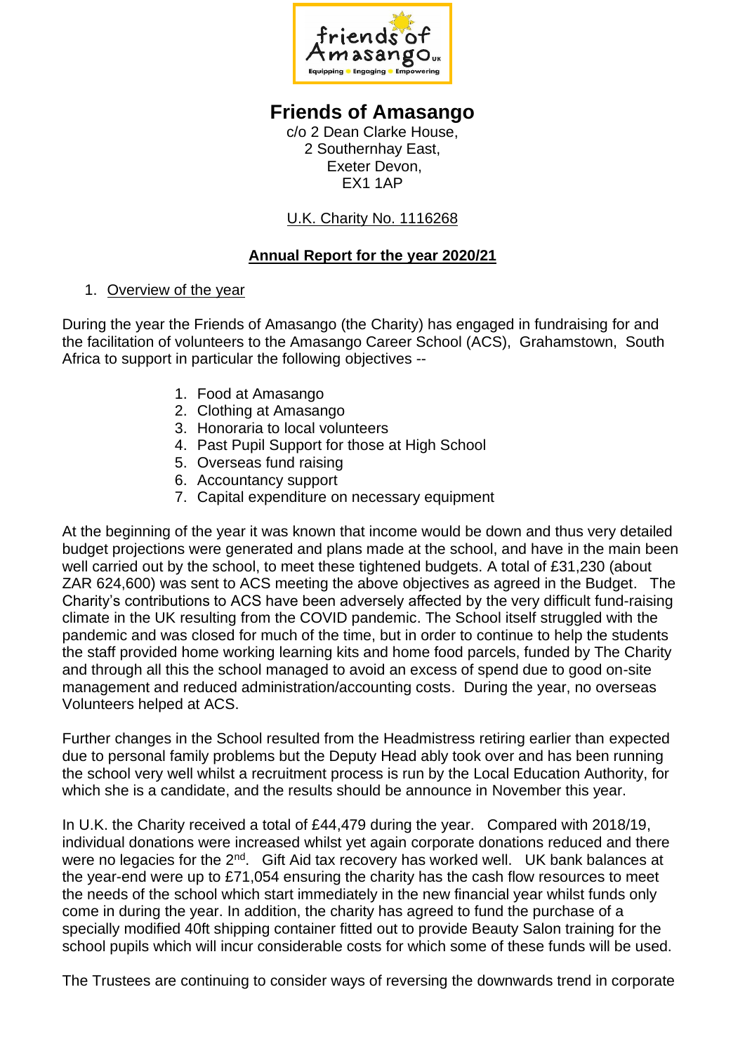# Friends of Amasango

c/o 2 Dean Clarke House,
2 Southernhay East,
Exeter Devon,
EX1 1AP

U.K. Charity No. 1116268

## Annual Report for the year 2020/21

1. Overview of the year

During the year the Friends of Amasango (the Charity) has engaged in fundraising for and the facilitation of volunteers to the Amasango Career School (ACS), Grahamstown, South Africa to support in particular the following objectives --

1. Food at Amasango
2. Clothing at Amasango
3. Honoraria to local volunteers
4. Past Pupil Support for those at High School
5. Overseas fund raising
6. Accountancy support
7. Capital expenditure on necessary equipment

At the beginning of the year it was known that income would be down and thus very detailed budget projections were generated and plans made at the school, and have in the main been well carried out by the school, to meet these tightened budgets. A total of £31,230 (about ZAR 624,600) was sent to ACS meeting the above objectives as agreed in the Budget. The Charity's contributions to ACS have been adversely affected by the very difficult fund-raising climate in the UK resulting from the COVID pandemic. The School itself struggled with the pandemic and was closed for much of the time, but in order to continue to help the students the staff provided home working learning kits and home food parcels, funded by The Charity and through all this the school managed to avoid an excess of spend due to good on-site management and reduced administration/accounting costs. During the year, no overseas Volunteers helped at ACS.

Further changes in the School resulted from the Headmistress retiring earlier than expected due to personal family problems but the Deputy Head ably took over and has been running the school very well whilst a recruitment process is run by the Local Education Authority, for which she is a candidate, and the results should be announce in November this year.

In U.K. the Charity received a total of £44,479 during the year. Compared with 2018/19, individual donations were increased whilst yet again corporate donations reduced and there were no legacies for the 2nd. Gift Aid tax recovery has worked well. UK bank balances at the year-end were up to £71,054 ensuring the charity has the cash flow resources to meet the needs of the school which start immediately in the new financial year whilst funds only come in during the year. In addition, the charity has agreed to fund the purchase of a specially modified 40ft shipping container fitted out to provide Beauty Salon training for the school pupils which will incur considerable costs for which some of these funds will be used.

The Trustees are continuing to consider ways of reversing the downwards trend in corporate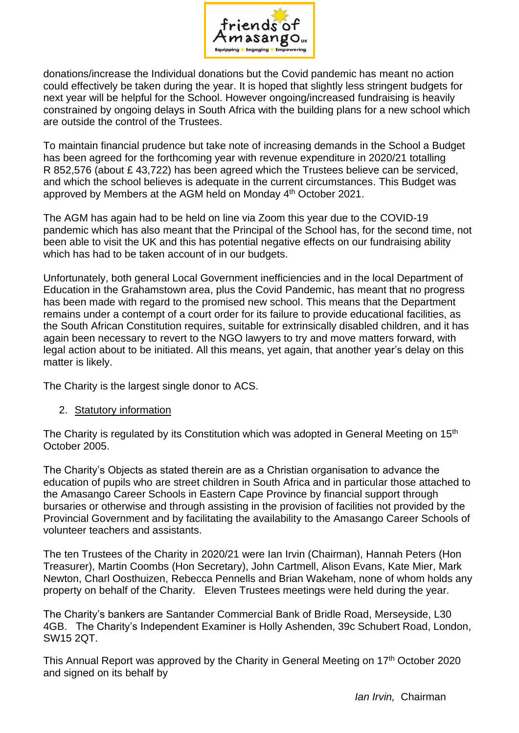donations/increase the Individual donations but the Covid pandemic has meant no action could effectively be taken during the year. It is hoped that slightly less stringent budgets for next year will be helpful for the School. However ongoing/increased fundraising is heavily constrained by ongoing delays in South Africa with the building plans for a new school which are outside the control of the Trustees.

To maintain financial prudence but take note of increasing demands in the School a Budget has been agreed for the forthcoming year with revenue expenditure in 2020/21 totalling R 852,576 (about £ 43,722) has been agreed which the Trustees believe can be serviced, and which the school believes is adequate in the current circumstances. This Budget was approved by Members at the AGM held on Monday 4th October 2021.

The AGM has again had to be held on line via Zoom this year due to the COVID-19 pandemic which has also meant that the Principal of the School has, for the second time, not been able to visit the UK and this has potential negative effects on our fundraising ability which has had to be taken account of in our budgets.

Unfortunately, both general Local Government inefficiencies and in the local Department of Education in the Grahamstown area, plus the Covid Pandemic, has meant that no progress has been made with regard to the promised new school. This means that the Department remains under a contempt of a court order for its failure to provide educational facilities, as the South African Constitution requires, suitable for extrinsically disabled children, and it has again been necessary to revert to the NGO lawyers to try and move matters forward, with legal action about to be initiated. All this means, yet again, that another year's delay on this matter is likely.

The Charity is the largest single donor to ACS.

2. Statutory information

The Charity is regulated by its Constitution which was adopted in General Meeting on 15th October 2005.

The Charity's Objects as stated therein are as a Christian organisation to advance the education of pupils who are street children in South Africa and in particular those attached to the Amasango Career Schools in Eastern Cape Province by financial support through bursaries or otherwise and through assisting in the provision of facilities not provided by the Provincial Government and by facilitating the availability to the Amasango Career Schools of volunteer teachers and assistants.

The ten Trustees of the Charity in 2020/21 were Ian Irvin (Chairman), Hannah Peters (Hon Treasurer), Martin Coombs (Hon Secretary), John Cartmell, Alison Evans, Kate Mier, Mark Newton, Charl Oosthuizen, Rebecca Pennells and Brian Wakeham, none of whom holds any property on behalf of the Charity. Eleven Trustees meetings were held during the year.

The Charity's bankers are Santander Commercial Bank of Bridle Road, Merseyside, L30 4GB. The Charity's Independent Examiner is Holly Ashenden, 39c Schubert Road, London, SW15 2QT.

This Annual Report was approved by the Charity in General Meeting on 17th October 2020 and signed on its behalf by

*Ian Irvin,* Chairman